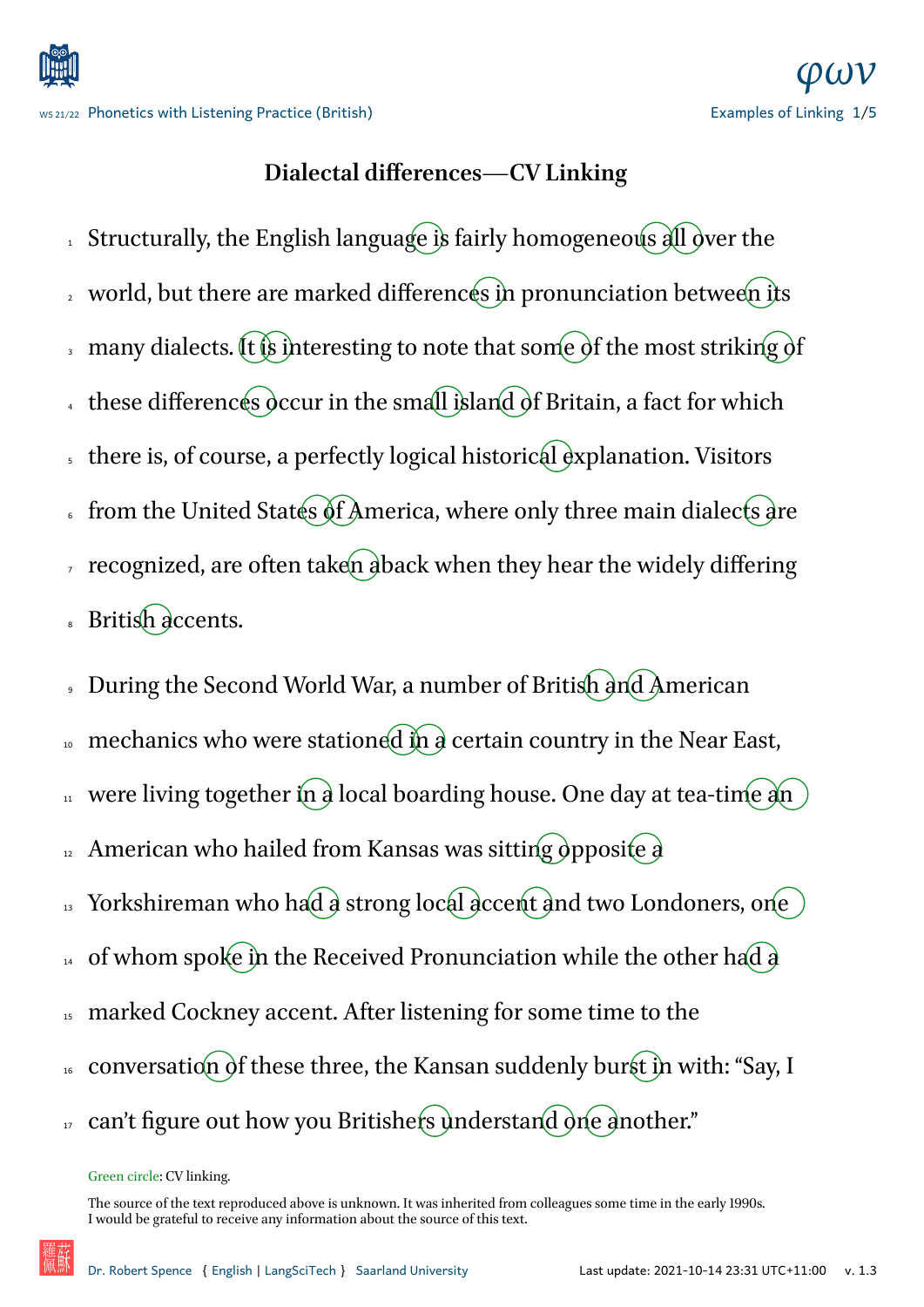# Dialectal differences—CV Linking

1 Structurally, the English language is fairly homogeneous all over the
2 world, but there are marked differences in pronunciation between its
3 many dialects. It is interesting to note that some of the most striking of
4 these differences occur in the small island of Britain, a fact for which
5 there is, of course, a perfectly logical historical explanation. Visitors
6 from the United States of America, where only three main dialects are
7 recognized, are often taken aback when they hear the widely differing
8 British accents.

9 During the Second World War, a number of British and American
10 mechanics who were stationed in a certain country in the Near East,
11 were living together in a local boarding house. One day at tea-time an
12 American who hailed from Kansas was sitting opposite a
13 Yorkshireman who had a strong local accent and two Londoners, one
14 of whom spoke in the Received Pronunciation while the other had a
15 marked Cockney accent. After listening for some time to the
16 conversation of these three, the Kansan suddenly burst in with: “Say, I
17 can’t figure out how you Britishers understand one another.”

Green circle: CV linking.

The source of the text reproduced above is unknown. It was inherited from colleagues some time in the early 1990s. I would be grateful to receive any information about the source of this text.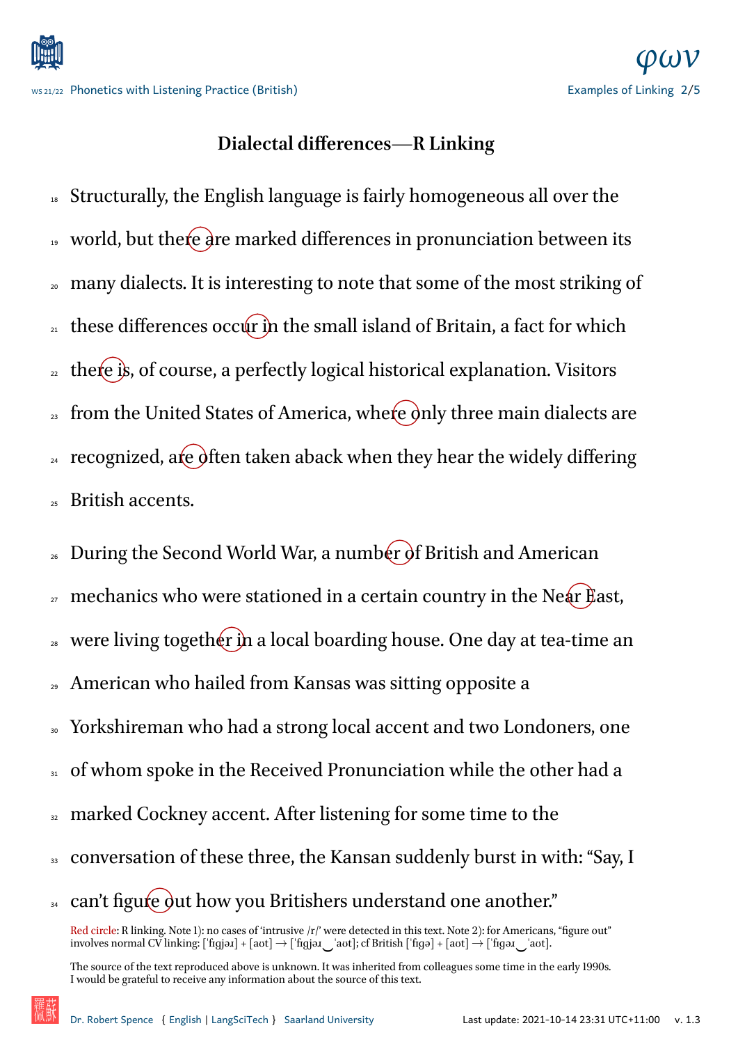## Dialectal differences—R Linking

18 Structurally, the English language is fairly homogeneous all over the
19 world, but there are marked differences in pronunciation between its
20 many dialects. It is interesting to note that some of the most striking of
21 these differences occur in the small island of Britain, a fact for which
22 there is, of course, a perfectly logical historical explanation. Visitors
23 from the United States of America, where only three main dialects are
24 recognized, are often taken aback when they hear the widely differing
25 British accents.

26 During the Second World War, a number of British and American
27 mechanics who were stationed in a certain country in the Near East,
28 were living together in a local boarding house. One day at tea-time an
29 American who hailed from Kansas was sitting opposite a
30 Yorkshireman who had a strong local accent and two Londoners, one
31 of whom spoke in the Received Pronunciation while the other had a
32 marked Cockney accent. After listening for some time to the
33 conversation of these three, the Kansan suddenly burst in with: "Say, I
34 can't figure out how you Britishers understand one another."

Red circle: R linking. Note 1): no cases of 'intrusive /r/' were detected in this text. Note 2): for Americans, "figure out" involves normal CV linking: [ˈfɪgjəɹ] + [aʊt] → [ˈfɪgjəɹ‿ˈaʊt]; cf British [ˈfɪgə] + [aʊt] → [ˈfɪgəɹ‿ˈaʊt].

The source of the text reproduced above is unknown. It was inherited from colleagues some time in the early 1990s. I would be grateful to receive any information about the source of this text.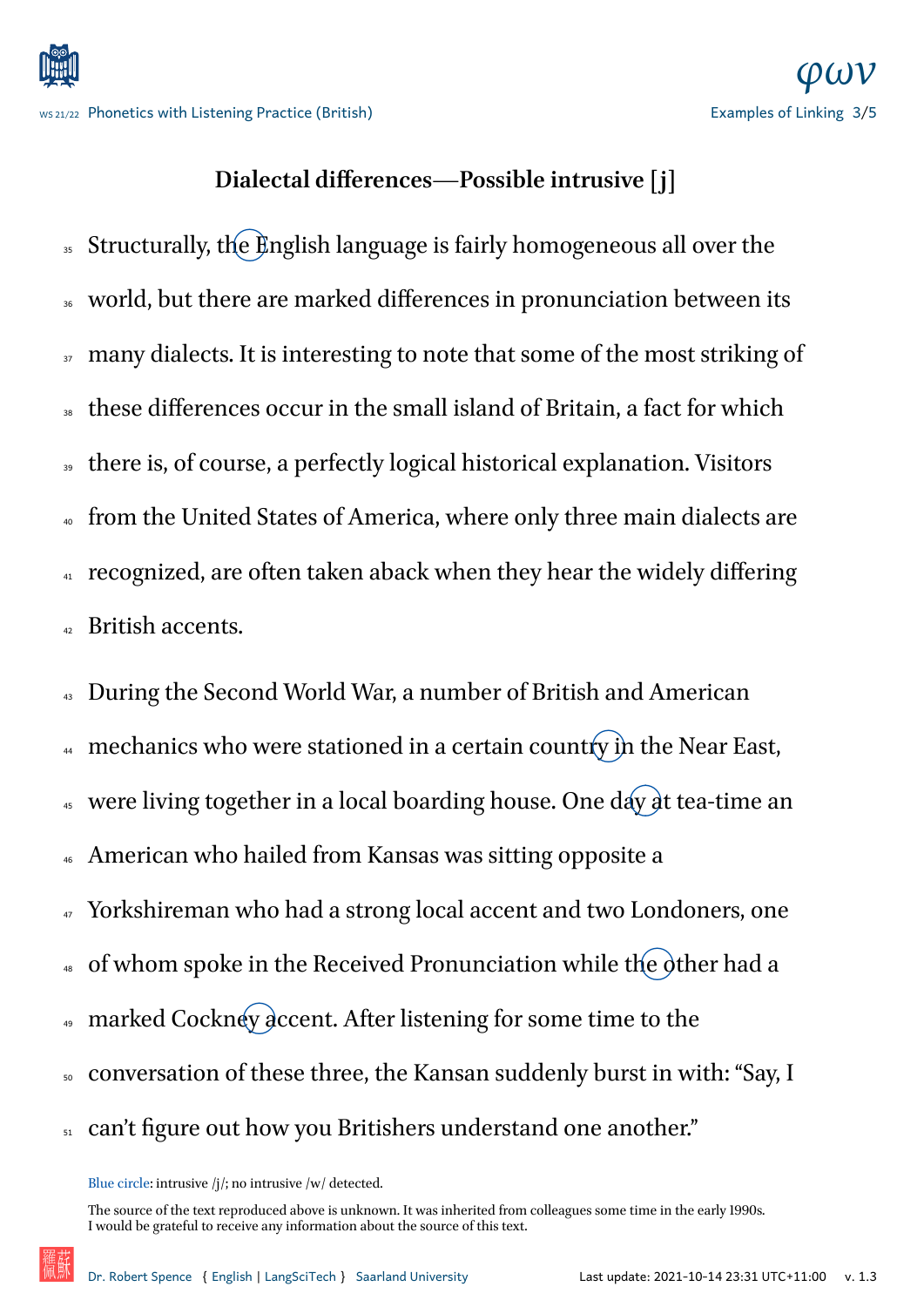## Dialectal differences—Possible intrusive [j]

35 Structurally, the English language is fairly homogeneous all over the
36 world, but there are marked differences in pronunciation between its
37 many dialects. It is interesting to note that some of the most striking of
38 these differences occur in the small island of Britain, a fact for which
39 there is, of course, a perfectly logical historical explanation. Visitors
40 from the United States of America, where only three main dialects are
41 recognized, are often taken aback when they hear the widely differing
42 British accents.

43 During the Second World War, a number of British and American
44 mechanics who were stationed in a certain country in the Near East,
45 were living together in a local boarding house. One day at tea-time an
46 American who hailed from Kansas was sitting opposite a
47 Yorkshireman who had a strong local accent and two Londoners, one
48 of whom spoke in the Received Pronunciation while the other had a
49 marked Cockney accent. After listening for some time to the
50 conversation of these three, the Kansan suddenly burst in with: "Say, I
51 can't figure out how you Britishers understand one another."

Blue circle: intrusive /j/; no intrusive /w/ detected.

The source of the text reproduced above is unknown. It was inherited from colleagues some time in the early 1990s.
I would be grateful to receive any information about the source of this text.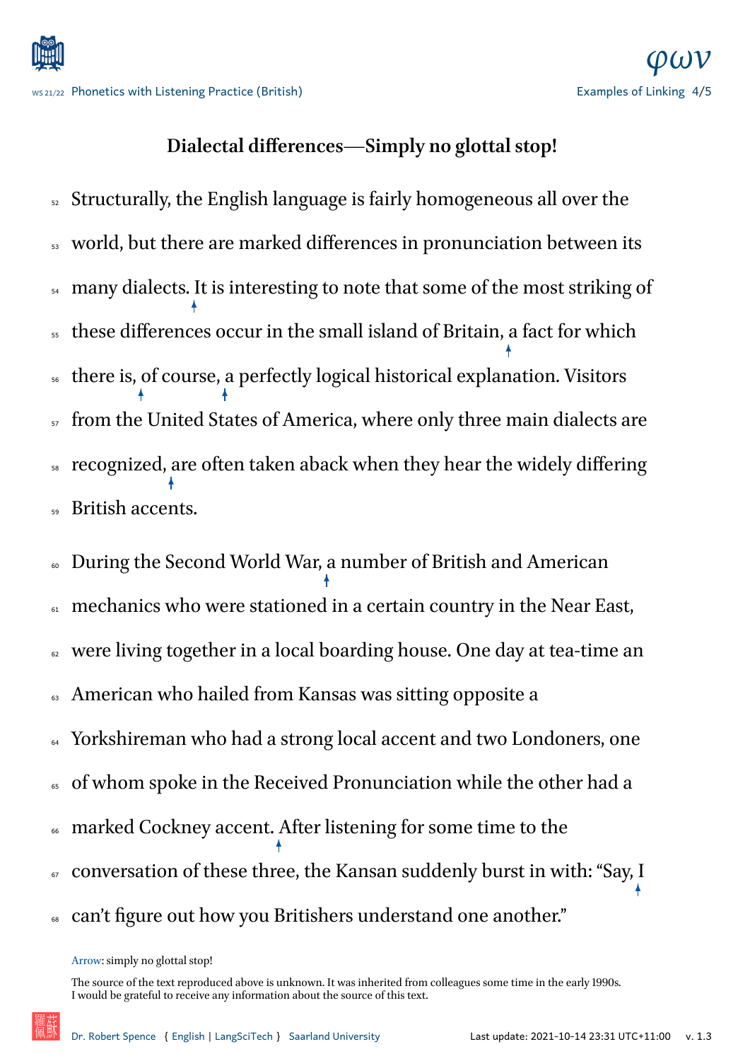## Dialectal differences—Simply no glottal stop!

52 Structurally, the English language is fairly homogeneous all over the
53 world, but there are marked differences in pronunciation between its
54 many dialects. It is interesting to note that some of the most striking of
55 these differences occur in the small island of Britain, a fact for which
56 there is, of course, a perfectly logical historical explanation. Visitors
57 from the United States of America, where only three main dialects are
58 recognized, are often taken aback when they hear the widely differing
59 British accents.

60 During the Second World War, a number of British and American
61 mechanics who were stationed in a certain country in the Near East,
62 were living together in a local boarding house. One day at tea-time an
63 American who hailed from Kansas was sitting opposite a
64 Yorkshireman who had a strong local accent and two Londoners, one
65 of whom spoke in the Received Pronunciation while the other had a
66 marked Cockney accent. After listening for some time to the
67 conversation of these three, the Kansan suddenly burst in with: “Say, I
68 can’t figure out how you Britishers understand one another.”

Arrow: simply no glottal stop!

The source of the text reproduced above is unknown. It was inherited from colleagues some time in the early 1990s.
I would be grateful to receive any information about the source of this text.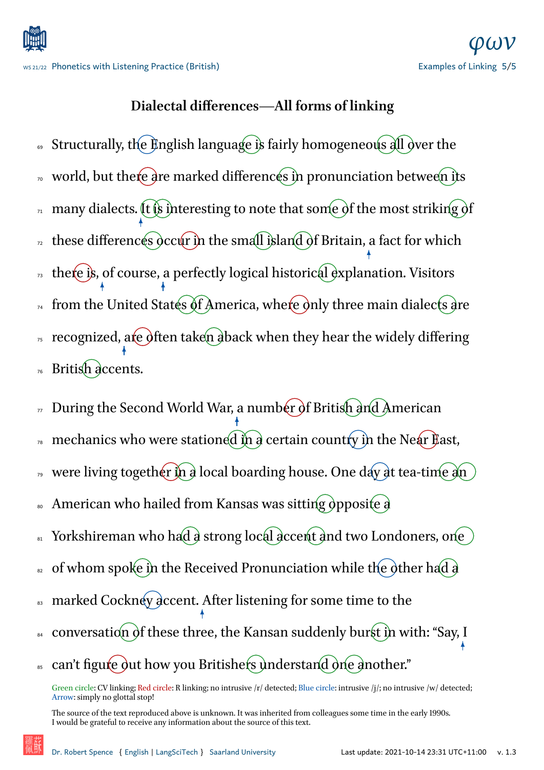## Dialectal differences—All forms of linking

69 Structurally, the English language is fairly homogeneous all over the
70 world, but there are marked differences in pronunciation between its
71 many dialects. It is interesting to note that some of the most striking of
72 these differences occur in the small island of Britain, a fact for which
73 there is, of course, a perfectly logical historical explanation. Visitors
74 from the United States of America, where only three main dialects are
75 recognized, are often taken aback when they hear the widely differing
76 British accents.

77 During the Second World War, a number of British and American
78 mechanics who were stationed in a certain country in the Near East,
79 were living together in a local boarding house. One day at tea-time an
80 American who hailed from Kansas was sitting opposite a
81 Yorkshireman who had a strong local accent and two Londoners, one
82 of whom spoke in the Received Pronunciation while the other had a
83 marked Cockney accent. After listening for some time to the
84 conversation of these three, the Kansan suddenly burst in with: “Say, I
85 can’t figure out how you Britishers understand one another.”

Green circle: CV linking; Red circle: R linking; no intrusive /r/ detected; Blue circle: intrusive /j/; no intrusive /w/ detected; Arrow: simply no glottal stop!

The source of the text reproduced above is unknown. It was inherited from colleagues some time in the early 1990s. I would be grateful to receive any information about the source of this text.